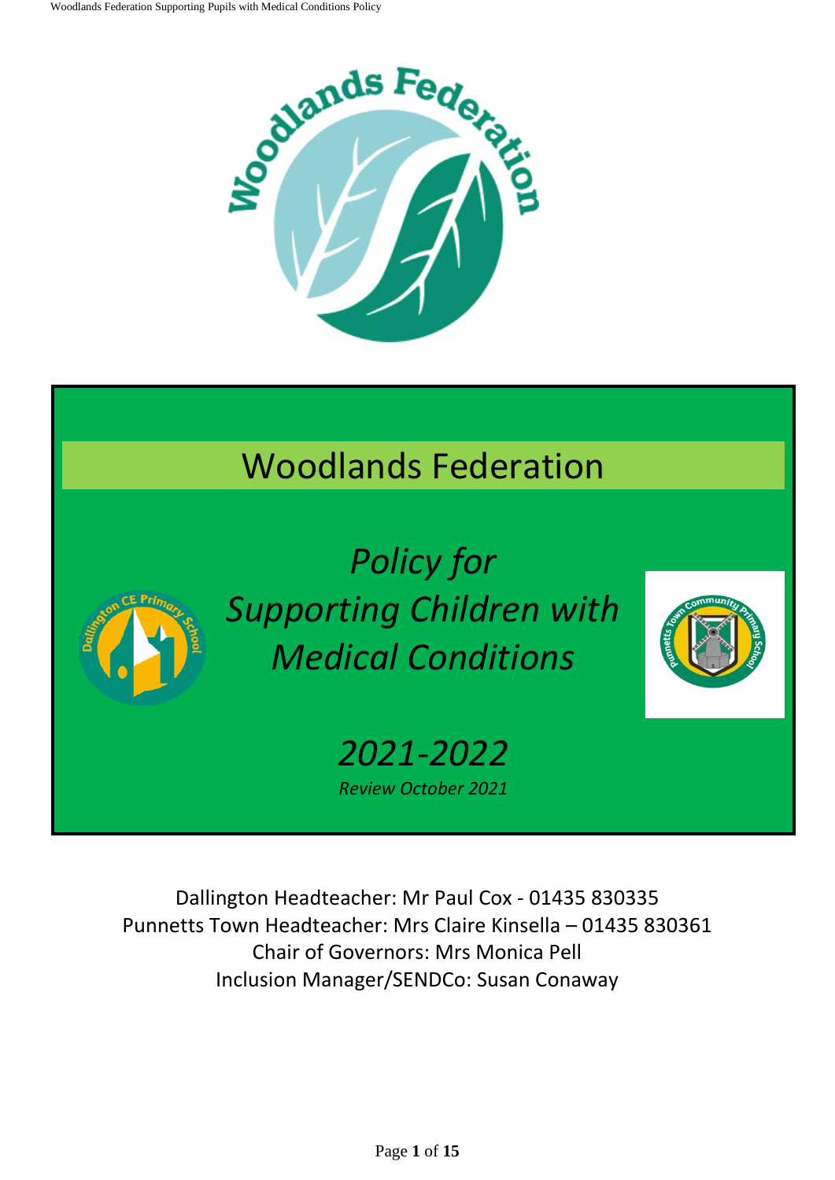# Woodlands Federation

## *Policy for Supporting Children with Medical Conditions*

## *2021-2022*

*Review October 2021*

Dallington Headteacher: Mr Paul Cox - 01435 830335
Punnetts Town Headteacher: Mrs Claire Kinsella – 01435 830361
Chair of Governors: Mrs Monica Pell
Inclusion Manager/SENDCo: Susan Conaway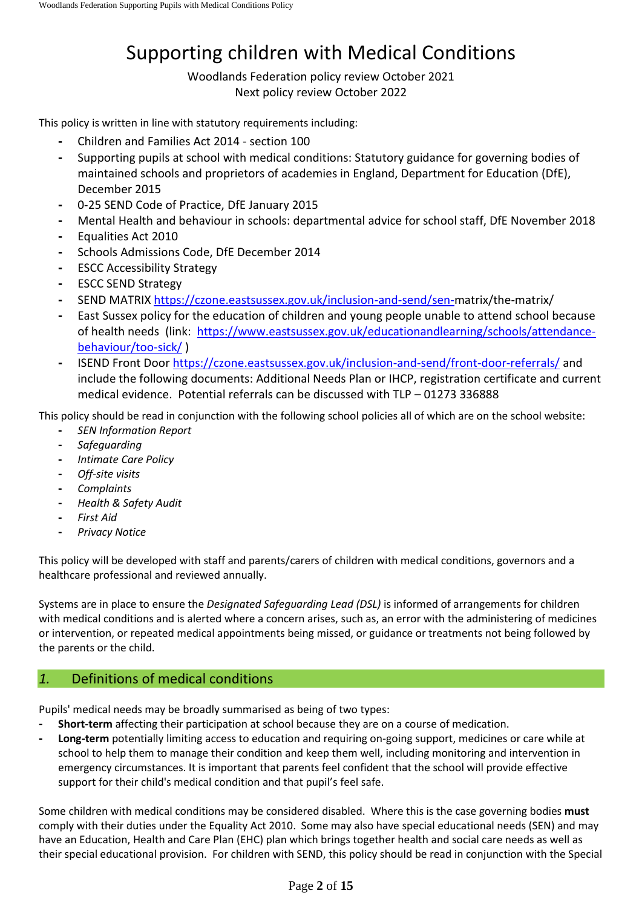# Supporting children with Medical Conditions

Woodlands Federation policy review October 2021
Next policy review October 2022

This policy is written in line with statutory requirements including:

- Children and Families Act 2014 - section 100
- Supporting pupils at school with medical conditions: Statutory guidance for governing bodies of maintained schools and proprietors of academies in England, Department for Education (DfE), December 2015
- 0-25 SEND Code of Practice, DfE January 2015
- Mental Health and behaviour in schools: departmental advice for school staff, DfE November 2018
- Equalities Act 2010
- Schools Admissions Code, DfE December 2014
- ESCC Accessibility Strategy
- ESCC SEND Strategy
- SEND MATRIX https://czone.eastsussex.gov.uk/inclusion-and-send/sen-matrix/the-matrix/
- East Sussex policy for the education of children and young people unable to attend school because of health needs (link: https://www.eastsussex.gov.uk/educationandlearning/schools/attendance-behaviour/too-sick/ )
- ISEND Front Door https://czone.eastsussex.gov.uk/inclusion-and-send/front-door-referrals/ and include the following documents: Additional Needs Plan or IHCP, registration certificate and current medical evidence. Potential referrals can be discussed with TLP – 01273 336888

This policy should be read in conjunction with the following school policies all of which are on the school website:

- *SEN Information Report*
- *Safeguarding*
- *Intimate Care Policy*
- *Off-site visits*
- *Complaints*
- *Health & Safety Audit*
- *First Aid*
- *Privacy Notice*

This policy will be developed with staff and parents/carers of children with medical conditions, governors and a healthcare professional and reviewed annually.

Systems are in place to ensure the *Designated Safeguarding Lead (DSL)* is informed of arrangements for children with medical conditions and is alerted where a concern arises, such as, an error with the administering of medicines or intervention, or repeated medical appointments being missed, or guidance or treatments not being followed by the parents or the child.

## *1.* Definitions of medical conditions

Pupils' medical needs may be broadly summarised as being of two types:

- **Short-term** affecting their participation at school because they are on a course of medication.
- **Long-term** potentially limiting access to education and requiring on-going support, medicines or care while at school to help them to manage their condition and keep them well, including monitoring and intervention in emergency circumstances. It is important that parents feel confident that the school will provide effective support for their child's medical condition and that pupil's feel safe.

Some children with medical conditions may be considered disabled. Where this is the case governing bodies **must** comply with their duties under the Equality Act 2010. Some may also have special educational needs (SEN) and may have an Education, Health and Care (EHC) plan which brings together health and social care needs as well as their special educational provision. For children with SEND, this policy should be read in conjunction with the Special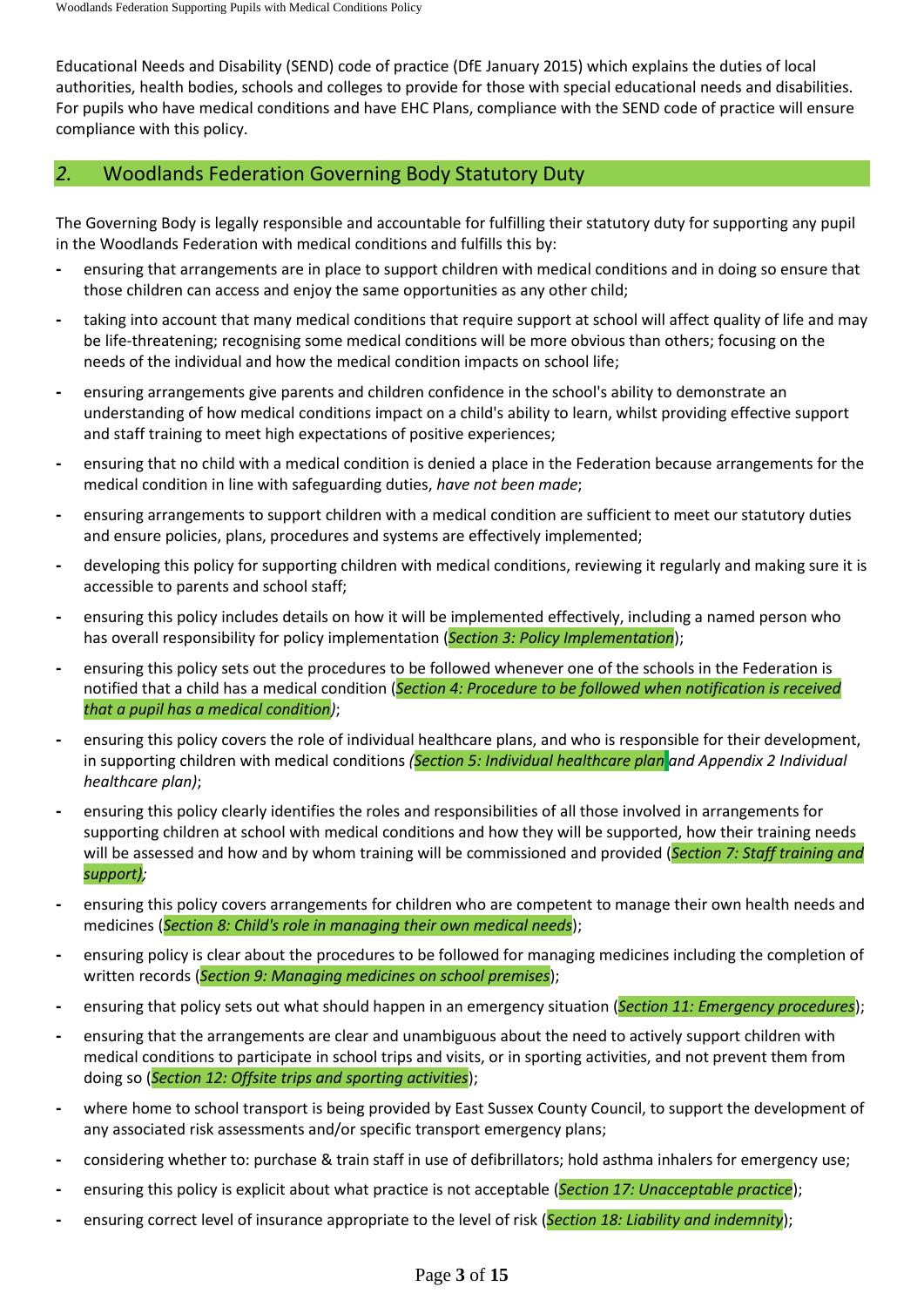Educational Needs and Disability (SEND) code of practice (DfE January 2015) which explains the duties of local authorities, health bodies, schools and colleges to provide for those with special educational needs and disabilities. For pupils who have medical conditions and have EHC Plans, compliance with the SEND code of practice will ensure compliance with this policy.

## 2. Woodlands Federation Governing Body Statutory Duty

The Governing Body is legally responsible and accountable for fulfilling their statutory duty for supporting any pupil in the Woodlands Federation with medical conditions and fulfills this by:

- ensuring that arrangements are in place to support children with medical conditions and in doing so ensure that those children can access and enjoy the same opportunities as any other child;
- taking into account that many medical conditions that require support at school will affect quality of life and may be life-threatening; recognising some medical conditions will be more obvious than others; focusing on the needs of the individual and how the medical condition impacts on school life;
- ensuring arrangements give parents and children confidence in the school's ability to demonstrate an understanding of how medical conditions impact on a child's ability to learn, whilst providing effective support and staff training to meet high expectations of positive experiences;
- ensuring that no child with a medical condition is denied a place in the Federation because arrangements for the medical condition in line with safeguarding duties, *have not been made*;
- ensuring arrangements to support children with a medical condition are sufficient to meet our statutory duties and ensure policies, plans, procedures and systems are effectively implemented;
- developing this policy for supporting children with medical conditions, reviewing it regularly and making sure it is accessible to parents and school staff;
- ensuring this policy includes details on how it will be implemented effectively, including a named person who has overall responsibility for policy implementation (*Section 3: Policy Implementation*);
- ensuring this policy sets out the procedures to be followed whenever one of the schools in the Federation is notified that a child has a medical condition (*Section 4: Procedure to be followed when notification is received that a pupil has a medical condition*);
- ensuring this policy covers the role of individual healthcare plans, and who is responsible for their development, in supporting children with medical conditions *(Section 5: Individual healthcare plan and Appendix 2 Individual healthcare plan)*;
- ensuring this policy clearly identifies the roles and responsibilities of all those involved in arrangements for supporting children at school with medical conditions and how they will be supported, how their training needs will be assessed and how and by whom training will be commissioned and provided (*Section 7: Staff training and support);*
- ensuring this policy covers arrangements for children who are competent to manage their own health needs and medicines (*Section 8: Child's role in managing their own medical needs*);
- ensuring policy is clear about the procedures to be followed for managing medicines including the completion of written records (*Section 9: Managing medicines on school premises*);
- ensuring that policy sets out what should happen in an emergency situation (*Section 11: Emergency procedures*);
- ensuring that the arrangements are clear and unambiguous about the need to actively support children with medical conditions to participate in school trips and visits, or in sporting activities, and not prevent them from doing so (*Section 12: Offsite trips and sporting activities*);
- where home to school transport is being provided by East Sussex County Council, to support the development of any associated risk assessments and/or specific transport emergency plans;
- considering whether to: purchase & train staff in use of defibrillators; hold asthma inhalers for emergency use;
- ensuring this policy is explicit about what practice is not acceptable (*Section 17: Unacceptable practice*);
- ensuring correct level of insurance appropriate to the level of risk (*Section 18: Liability and indemnity*);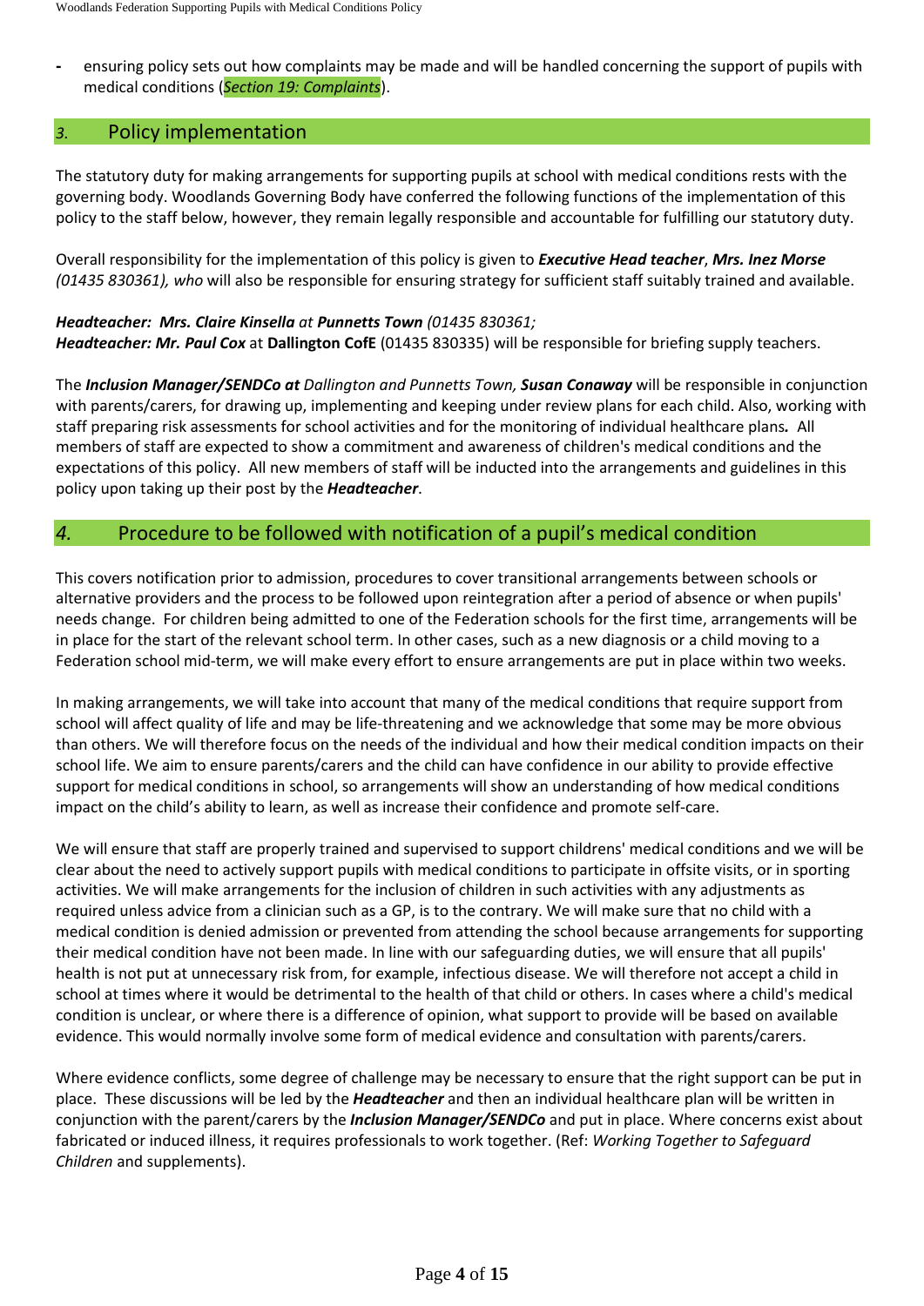- ensuring policy sets out how complaints may be made and will be handled concerning the support of pupils with medical conditions (*Section 19: Complaints*).

## *3.* Policy implementation

The statutory duty for making arrangements for supporting pupils at school with medical conditions rests with the governing body. Woodlands Governing Body have conferred the following functions of the implementation of this policy to the staff below, however, they remain legally responsible and accountable for fulfilling our statutory duty.

Overall responsibility for the implementation of this policy is given to ***Executive Head teacher***, ***Mrs. Inez Morse*** *(01435 830361), who* will also be responsible for ensuring strategy for sufficient staff suitably trained and available.

***Headteacher: Mrs. Claire Kinsella*** *at* ***Punnetts Town*** *(01435 830361;*
***Headteacher: Mr. Paul Cox*** at **Dallington CofE** (01435 830335) will be responsible for briefing supply teachers.

The ***Inclusion Manager/SENDCo at*** *Dallington and Punnetts Town,* ***Susan Conaway*** will be responsible in conjunction with parents/carers, for drawing up, implementing and keeping under review plans for each child. Also, working with staff preparing risk assessments for school activities and for the monitoring of individual healthcare plans***.*** All members of staff are expected to show a commitment and awareness of children's medical conditions and the expectations of this policy. All new members of staff will be inducted into the arrangements and guidelines in this policy upon taking up their post by the ***Headteacher***.

## *4.* Procedure to be followed with notification of a pupil's medical condition

This covers notification prior to admission, procedures to cover transitional arrangements between schools or alternative providers and the process to be followed upon reintegration after a period of absence or when pupils' needs change. For children being admitted to one of the Federation schools for the first time, arrangements will be in place for the start of the relevant school term. In other cases, such as a new diagnosis or a child moving to a Federation school mid-term, we will make every effort to ensure arrangements are put in place within two weeks.

In making arrangements, we will take into account that many of the medical conditions that require support from school will affect quality of life and may be life-threatening and we acknowledge that some may be more obvious than others. We will therefore focus on the needs of the individual and how their medical condition impacts on their school life. We aim to ensure parents/carers and the child can have confidence in our ability to provide effective support for medical conditions in school, so arrangements will show an understanding of how medical conditions impact on the child's ability to learn, as well as increase their confidence and promote self-care.

We will ensure that staff are properly trained and supervised to support childrens' medical conditions and we will be clear about the need to actively support pupils with medical conditions to participate in offsite visits, or in sporting activities. We will make arrangements for the inclusion of children in such activities with any adjustments as required unless advice from a clinician such as a GP, is to the contrary. We will make sure that no child with a medical condition is denied admission or prevented from attending the school because arrangements for supporting their medical condition have not been made. In line with our safeguarding duties, we will ensure that all pupils' health is not put at unnecessary risk from, for example, infectious disease. We will therefore not accept a child in school at times where it would be detrimental to the health of that child or others. In cases where a child's medical condition is unclear, or where there is a difference of opinion, what support to provide will be based on available evidence. This would normally involve some form of medical evidence and consultation with parents/carers.

Where evidence conflicts, some degree of challenge may be necessary to ensure that the right support can be put in place. These discussions will be led by the ***Headteacher*** and then an individual healthcare plan will be written in conjunction with the parent/carers by the ***Inclusion Manager/SENDCo*** and put in place. Where concerns exist about fabricated or induced illness, it requires professionals to work together. (Ref: *Working Together to Safeguard Children* and supplements).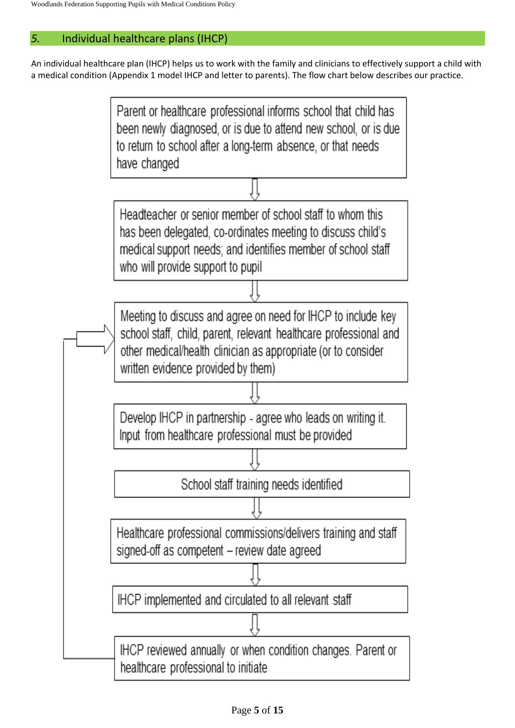## 5. Individual healthcare plans (IHCP)

An individual healthcare plan (IHCP) helps us to work with the family and clinicians to effectively support a child with a medical condition (Appendix 1 model IHCP and letter to parents). The flow chart below describes our practice.

Parent or healthcare professional informs school that child has been newly diagnosed, or is due to attend new school, or is due to return to school after a long-term absence, or that needs have changed

⇩

Headteacher or senior member of school staff to whom this has been delegated, co-ordinates meeting to discuss child's medical support needs; and identifies member of school staff who will provide support to pupil

⇩

Meeting to discuss and agree on need for IHCP to include key school staff, child, parent, relevant healthcare professional and other medical/health clinician as appropriate (or to consider written evidence provided by them)

⇩

Develop IHCP in partnership - agree who leads on writing it. Input from healthcare professional must be provided

⇩

School staff training needs identified

⇩

Healthcare professional commissions/delivers training and staff signed-off as competent – review date agreed

⇩

IHCP implemented and circulated to all relevant staff

⇩

IHCP reviewed annually or when condition changes. Parent or healthcare professional to initiate

(Return to: Meeting to discuss and agree on need for IHCP)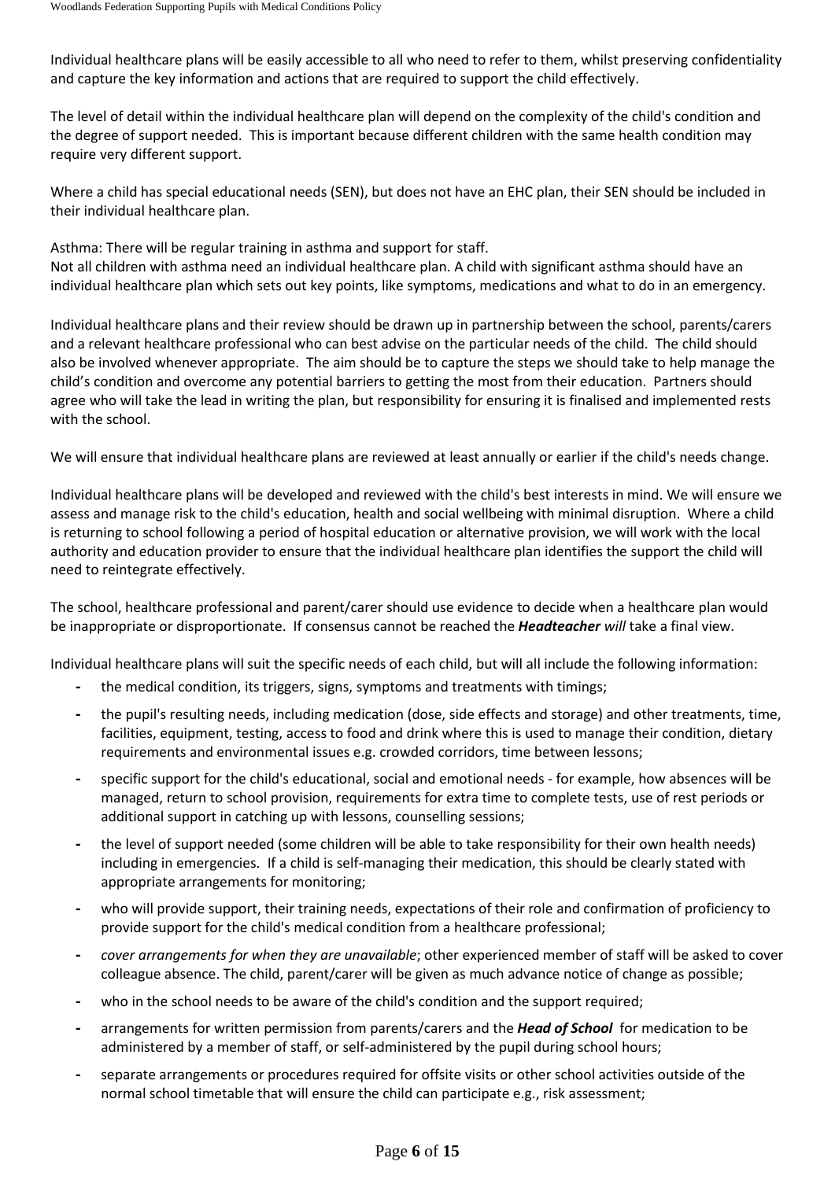Individual healthcare plans will be easily accessible to all who need to refer to them, whilst preserving confidentiality and capture the key information and actions that are required to support the child effectively.

The level of detail within the individual healthcare plan will depend on the complexity of the child's condition and the degree of support needed. This is important because different children with the same health condition may require very different support.

Where a child has special educational needs (SEN), but does not have an EHC plan, their SEN should be included in their individual healthcare plan.

Asthma: There will be regular training in asthma and support for staff.
Not all children with asthma need an individual healthcare plan. A child with significant asthma should have an individual healthcare plan which sets out key points, like symptoms, medications and what to do in an emergency.

Individual healthcare plans and their review should be drawn up in partnership between the school, parents/carers and a relevant healthcare professional who can best advise on the particular needs of the child. The child should also be involved whenever appropriate. The aim should be to capture the steps we should take to help manage the child's condition and overcome any potential barriers to getting the most from their education. Partners should agree who will take the lead in writing the plan, but responsibility for ensuring it is finalised and implemented rests with the school.

We will ensure that individual healthcare plans are reviewed at least annually or earlier if the child's needs change.

Individual healthcare plans will be developed and reviewed with the child's best interests in mind. We will ensure we assess and manage risk to the child's education, health and social wellbeing with minimal disruption. Where a child is returning to school following a period of hospital education or alternative provision, we will work with the local authority and education provider to ensure that the individual healthcare plan identifies the support the child will need to reintegrate effectively.

The school, healthcare professional and parent/carer should use evidence to decide when a healthcare plan would be inappropriate or disproportionate. If consensus cannot be reached the ***Headteacher*** *will* take a final view.

Individual healthcare plans will suit the specific needs of each child, but will all include the following information:

- the medical condition, its triggers, signs, symptoms and treatments with timings;
- the pupil's resulting needs, including medication (dose, side effects and storage) and other treatments, time, facilities, equipment, testing, access to food and drink where this is used to manage their condition, dietary requirements and environmental issues e.g. crowded corridors, time between lessons;
- specific support for the child's educational, social and emotional needs - for example, how absences will be managed, return to school provision, requirements for extra time to complete tests, use of rest periods or additional support in catching up with lessons, counselling sessions;
- the level of support needed (some children will be able to take responsibility for their own health needs) including in emergencies. If a child is self-managing their medication, this should be clearly stated with appropriate arrangements for monitoring;
- who will provide support, their training needs, expectations of their role and confirmation of proficiency to provide support for the child's medical condition from a healthcare professional;
- *cover arrangements for when they are unavailable*; other experienced member of staff will be asked to cover colleague absence. The child, parent/carer will be given as much advance notice of change as possible;
- who in the school needs to be aware of the child's condition and the support required;
- arrangements for written permission from parents/carers and the ***Head of School*** for medication to be administered by a member of staff, or self-administered by the pupil during school hours;
- separate arrangements or procedures required for offsite visits or other school activities outside of the normal school timetable that will ensure the child can participate e.g., risk assessment;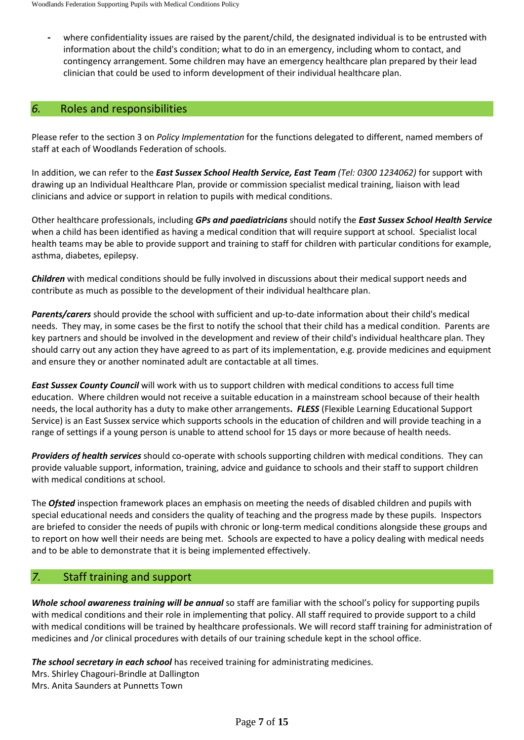- where confidentiality issues are raised by the parent/child, the designated individual is to be entrusted with information about the child's condition; what to do in an emergency, including whom to contact, and contingency arrangement. Some children may have an emergency healthcare plan prepared by their lead clinician that could be used to inform development of their individual healthcare plan.

## *6.* Roles and responsibilities

Please refer to the section 3 on *Policy Implementation* for the functions delegated to different, named members of staff at each of Woodlands Federation of schools.

In addition, we can refer to the ***East Sussex School Health Service, East Team*** *(Tel: 0300 1234062)* for support with drawing up an Individual Healthcare Plan, provide or commission specialist medical training, liaison with lead clinicians and advice or support in relation to pupils with medical conditions.

Other healthcare professionals, including ***GPs and paediatricians*** should notify the ***East Sussex School Health Service*** when a child has been identified as having a medical condition that will require support at school. Specialist local health teams may be able to provide support and training to staff for children with particular conditions for example, asthma, diabetes, epilepsy.

***Children*** with medical conditions should be fully involved in discussions about their medical support needs and contribute as much as possible to the development of their individual healthcare plan.

***Parents/carers*** should provide the school with sufficient and up-to-date information about their child's medical needs. They may, in some cases be the first to notify the school that their child has a medical condition. Parents are key partners and should be involved in the development and review of their child's individual healthcare plan. They should carry out any action they have agreed to as part of its implementation, e.g. provide medicines and equipment and ensure they or another nominated adult are contactable at all times.

***East Sussex County Council*** will work with us to support children with medical conditions to access full time education. Where children would not receive a suitable education in a mainstream school because of their health needs, the local authority has a duty to make other arrangements**.** ***FLESS*** (Flexible Learning Educational Support Service) is an East Sussex service which supports schools in the education of children and will provide teaching in a range of settings if a young person is unable to attend school for 15 days or more because of health needs.

***Providers of health services*** should co-operate with schools supporting children with medical conditions. They can provide valuable support, information, training, advice and guidance to schools and their staff to support children with medical conditions at school.

The ***Ofsted*** inspection framework places an emphasis on meeting the needs of disabled children and pupils with special educational needs and considers the quality of teaching and the progress made by these pupils. Inspectors are briefed to consider the needs of pupils with chronic or long-term medical conditions alongside these groups and to report on how well their needs are being met. Schools are expected to have a policy dealing with medical needs and to be able to demonstrate that it is being implemented effectively.

## *7.* Staff training and support

***Whole school awareness training will be annual*** so staff are familiar with the school's policy for supporting pupils with medical conditions and their role in implementing that policy. All staff required to provide support to a child with medical conditions will be trained by healthcare professionals. We will record staff training for administration of medicines and /or clinical procedures with details of our training schedule kept in the school office.

***The school secretary in each school*** has received training for administrating medicines.
Mrs. Shirley Chagouri-Brindle at Dallington
Mrs. Anita Saunders at Punnetts Town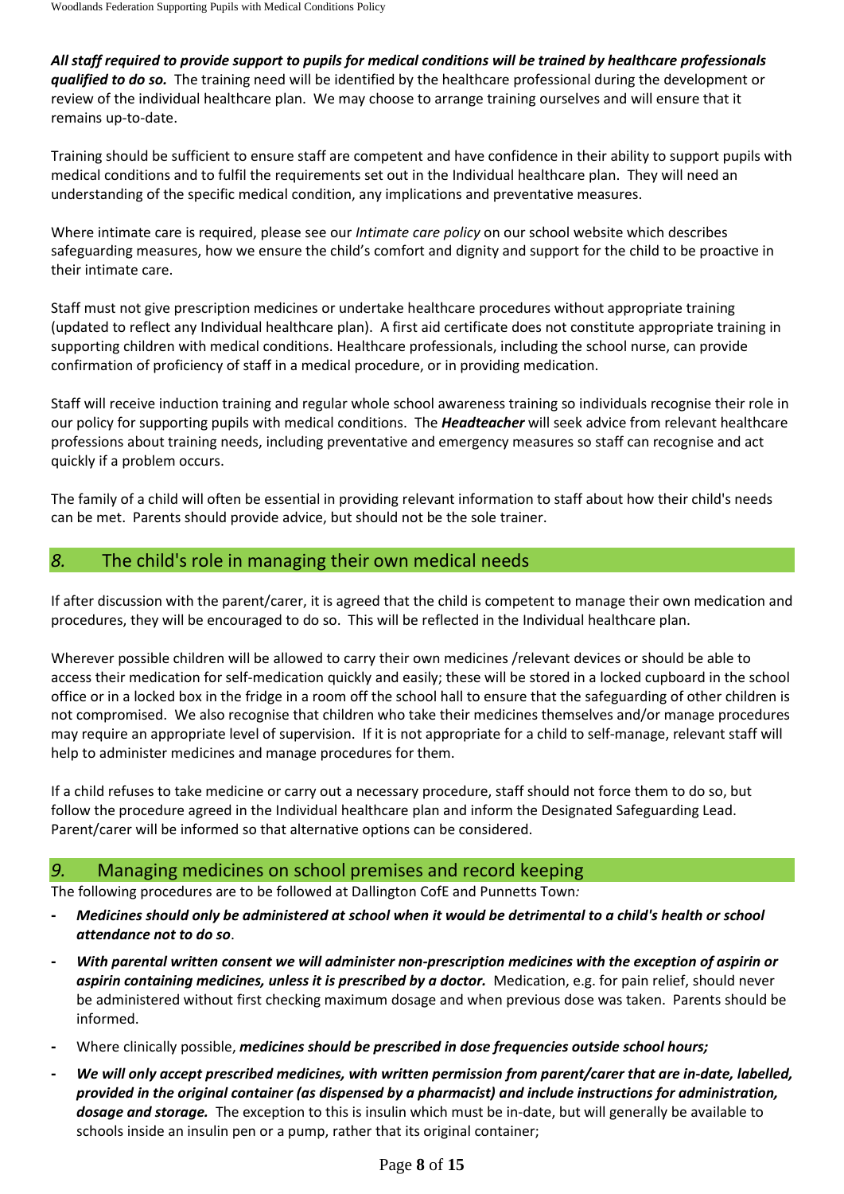***All staff required to provide support to pupils for medical conditions will be trained by healthcare professionals qualified to do so.*** The training need will be identified by the healthcare professional during the development or review of the individual healthcare plan. We may choose to arrange training ourselves and will ensure that it remains up-to-date.

Training should be sufficient to ensure staff are competent and have confidence in their ability to support pupils with medical conditions and to fulfil the requirements set out in the Individual healthcare plan. They will need an understanding of the specific medical condition, any implications and preventative measures.

Where intimate care is required, please see our *Intimate care policy* on our school website which describes safeguarding measures, how we ensure the child's comfort and dignity and support for the child to be proactive in their intimate care.

Staff must not give prescription medicines or undertake healthcare procedures without appropriate training (updated to reflect any Individual healthcare plan). A first aid certificate does not constitute appropriate training in supporting children with medical conditions. Healthcare professionals, including the school nurse, can provide confirmation of proficiency of staff in a medical procedure, or in providing medication.

Staff will receive induction training and regular whole school awareness training so individuals recognise their role in our policy for supporting pupils with medical conditions. The ***Headteacher*** will seek advice from relevant healthcare professions about training needs, including preventative and emergency measures so staff can recognise and act quickly if a problem occurs.

The family of a child will often be essential in providing relevant information to staff about how their child's needs can be met. Parents should provide advice, but should not be the sole trainer.

## *8.* The child's role in managing their own medical needs

If after discussion with the parent/carer, it is agreed that the child is competent to manage their own medication and procedures, they will be encouraged to do so. This will be reflected in the Individual healthcare plan.

Wherever possible children will be allowed to carry their own medicines /relevant devices or should be able to access their medication for self-medication quickly and easily; these will be stored in a locked cupboard in the school office or in a locked box in the fridge in a room off the school hall to ensure that the safeguarding of other children is not compromised. We also recognise that children who take their medicines themselves and/or manage procedures may require an appropriate level of supervision. If it is not appropriate for a child to self-manage, relevant staff will help to administer medicines and manage procedures for them.

If a child refuses to take medicine or carry out a necessary procedure, staff should not force them to do so, but follow the procedure agreed in the Individual healthcare plan and inform the Designated Safeguarding Lead. Parent/carer will be informed so that alternative options can be considered.

## *9.* Managing medicines on school premises and record keeping

The following procedures are to be followed at Dallington CofE and Punnetts Town*:*

- ***Medicines should only be administered at school when it would be detrimental to a child's health or school attendance not to do so***.
- ***With parental written consent we will administer non-prescription medicines with the exception of aspirin or aspirin containing medicines, unless it is prescribed by a doctor.*** Medication, e.g. for pain relief, should never be administered without first checking maximum dosage and when previous dose was taken. Parents should be informed.
- Where clinically possible, ***medicines should be prescribed in dose frequencies outside school hours;***
- ***We will only accept prescribed medicines, with written permission from parent/carer that are in-date, labelled, provided in the original container (as dispensed by a pharmacist) and include instructions for administration, dosage and storage.*** The exception to this is insulin which must be in-date, but will generally be available to schools inside an insulin pen or a pump, rather that its original container;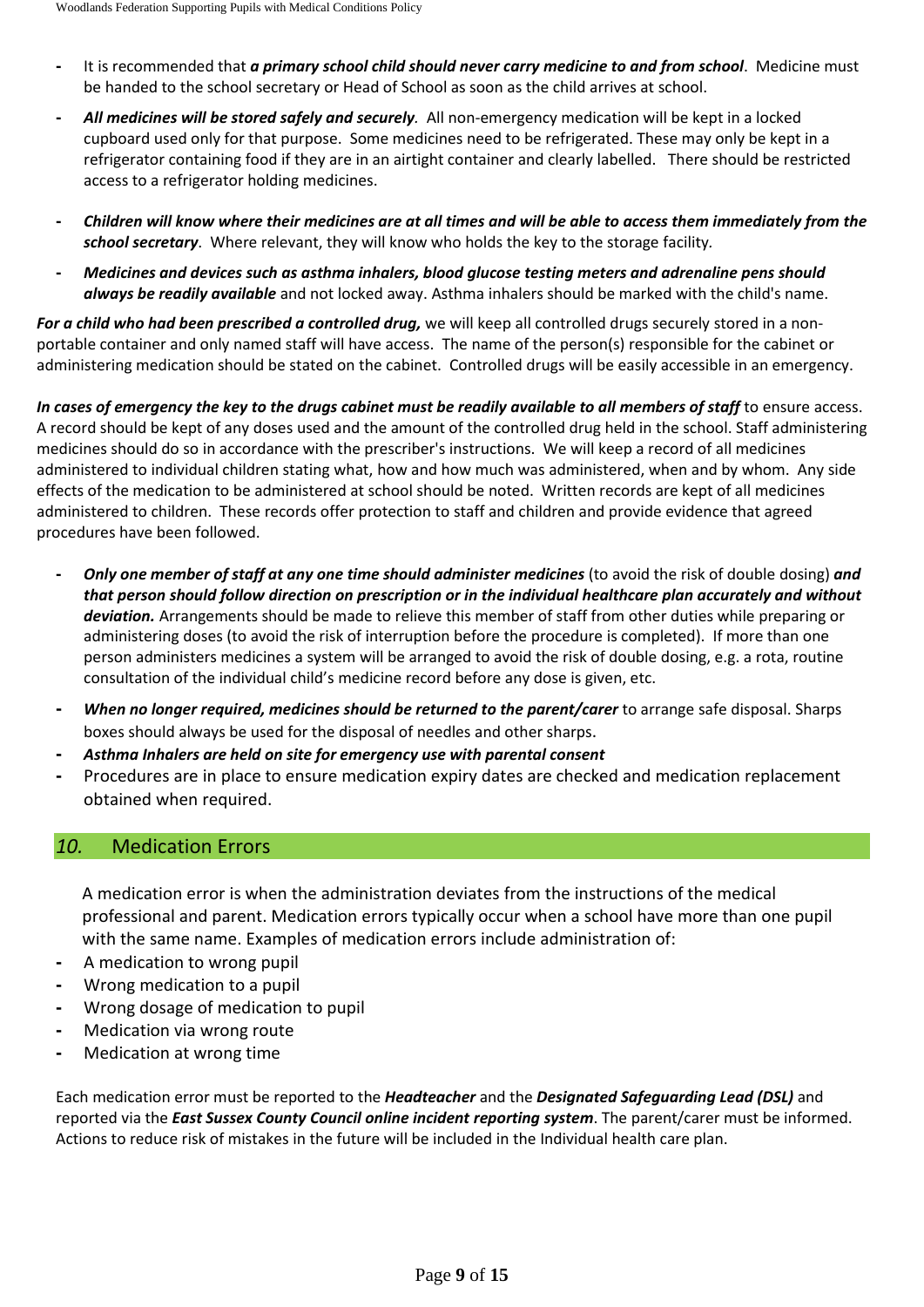- It is recommended that ***a primary school child should never carry medicine to and from school***. Medicine must be handed to the school secretary or Head of School as soon as the child arrives at school.
- ***All medicines will be stored safely and securely***. All non-emergency medication will be kept in a locked cupboard used only for that purpose. Some medicines need to be refrigerated. These may only be kept in a refrigerator containing food if they are in an airtight container and clearly labelled. There should be restricted access to a refrigerator holding medicines.
- ***Children will know where their medicines are at all times and will be able to access them immediately from the school secretary***. Where relevant, they will know who holds the key to the storage facility.
- ***Medicines and devices such as asthma inhalers, blood glucose testing meters and adrenaline pens should always be readily available*** and not locked away. Asthma inhalers should be marked with the child's name.

***For a child who had been prescribed a controlled drug,*** we will keep all controlled drugs securely stored in a non-portable container and only named staff will have access. The name of the person(s) responsible for the cabinet or administering medication should be stated on the cabinet. Controlled drugs will be easily accessible in an emergency.

***In cases of emergency the key to the drugs cabinet must be readily available to all members of staff*** to ensure access. A record should be kept of any doses used and the amount of the controlled drug held in the school. Staff administering medicines should do so in accordance with the prescriber's instructions. We will keep a record of all medicines administered to individual children stating what, how and how much was administered, when and by whom. Any side effects of the medication to be administered at school should be noted. Written records are kept of all medicines administered to children. These records offer protection to staff and children and provide evidence that agreed procedures have been followed.

- ***Only one member of staff at any one time should administer medicines*** (to avoid the risk of double dosing) ***and that person should follow direction on prescription or in the individual healthcare plan accurately and without deviation.*** Arrangements should be made to relieve this member of staff from other duties while preparing or administering doses (to avoid the risk of interruption before the procedure is completed). If more than one person administers medicines a system will be arranged to avoid the risk of double dosing, e.g. a rota, routine consultation of the individual child's medicine record before any dose is given, etc.
- ***When no longer required, medicines should be returned to the parent/carer*** to arrange safe disposal. Sharps boxes should always be used for the disposal of needles and other sharps.
- ***Asthma Inhalers are held on site for emergency use with parental consent***
- Procedures are in place to ensure medication expiry dates are checked and medication replacement obtained when required.

## *10.* Medication Errors

A medication error is when the administration deviates from the instructions of the medical professional and parent. Medication errors typically occur when a school have more than one pupil with the same name. Examples of medication errors include administration of:

- A medication to wrong pupil
- Wrong medication to a pupil
- Wrong dosage of medication to pupil
- Medication via wrong route
- Medication at wrong time

Each medication error must be reported to the ***Headteacher*** and the ***Designated Safeguarding Lead (DSL)*** and reported via the ***East Sussex County Council online incident reporting system***. The parent/carer must be informed. Actions to reduce risk of mistakes in the future will be included in the Individual health care plan.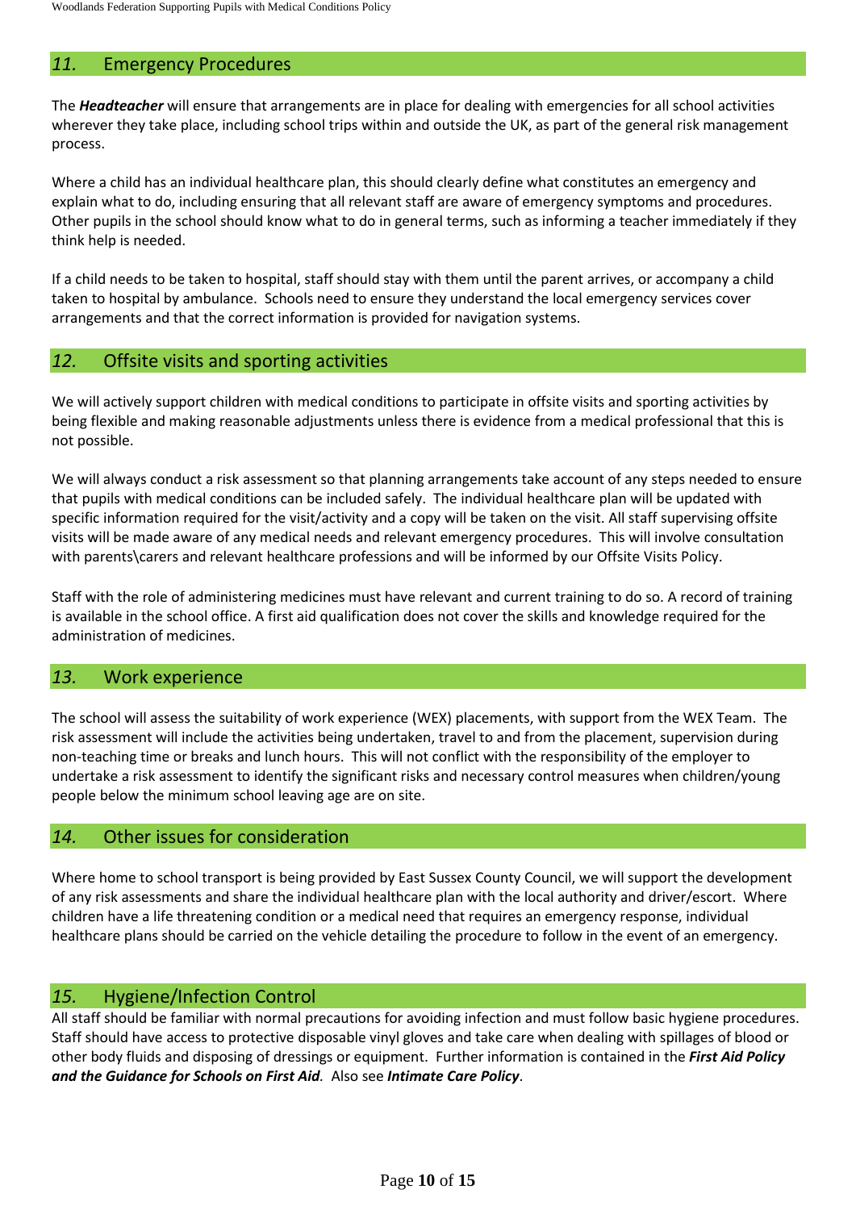## *11.* Emergency Procedures

The ***Headteacher*** will ensure that arrangements are in place for dealing with emergencies for all school activities wherever they take place, including school trips within and outside the UK, as part of the general risk management process.

Where a child has an individual healthcare plan, this should clearly define what constitutes an emergency and explain what to do, including ensuring that all relevant staff are aware of emergency symptoms and procedures. Other pupils in the school should know what to do in general terms, such as informing a teacher immediately if they think help is needed.

If a child needs to be taken to hospital, staff should stay with them until the parent arrives, or accompany a child taken to hospital by ambulance. Schools need to ensure they understand the local emergency services cover arrangements and that the correct information is provided for navigation systems.

## *12.* Offsite visits and sporting activities

We will actively support children with medical conditions to participate in offsite visits and sporting activities by being flexible and making reasonable adjustments unless there is evidence from a medical professional that this is not possible.

We will always conduct a risk assessment so that planning arrangements take account of any steps needed to ensure that pupils with medical conditions can be included safely. The individual healthcare plan will be updated with specific information required for the visit/activity and a copy will be taken on the visit. All staff supervising offsite visits will be made aware of any medical needs and relevant emergency procedures. This will involve consultation with parents\carers and relevant healthcare professions and will be informed by our Offsite Visits Policy.

Staff with the role of administering medicines must have relevant and current training to do so. A record of training is available in the school office. A first aid qualification does not cover the skills and knowledge required for the administration of medicines.

## *13.* Work experience

The school will assess the suitability of work experience (WEX) placements, with support from the WEX Team. The risk assessment will include the activities being undertaken, travel to and from the placement, supervision during non-teaching time or breaks and lunch hours. This will not conflict with the responsibility of the employer to undertake a risk assessment to identify the significant risks and necessary control measures when children/young people below the minimum school leaving age are on site.

## *14.* Other issues for consideration

Where home to school transport is being provided by East Sussex County Council, we will support the development of any risk assessments and share the individual healthcare plan with the local authority and driver/escort. Where children have a life threatening condition or a medical need that requires an emergency response, individual healthcare plans should be carried on the vehicle detailing the procedure to follow in the event of an emergency.

## *15.* Hygiene/Infection Control

All staff should be familiar with normal precautions for avoiding infection and must follow basic hygiene procedures. Staff should have access to protective disposable vinyl gloves and take care when dealing with spillages of blood or other body fluids and disposing of dressings or equipment. Further information is contained in the ***First Aid Policy and the Guidance for Schools on First Aid****.* Also see ***Intimate Care Policy***.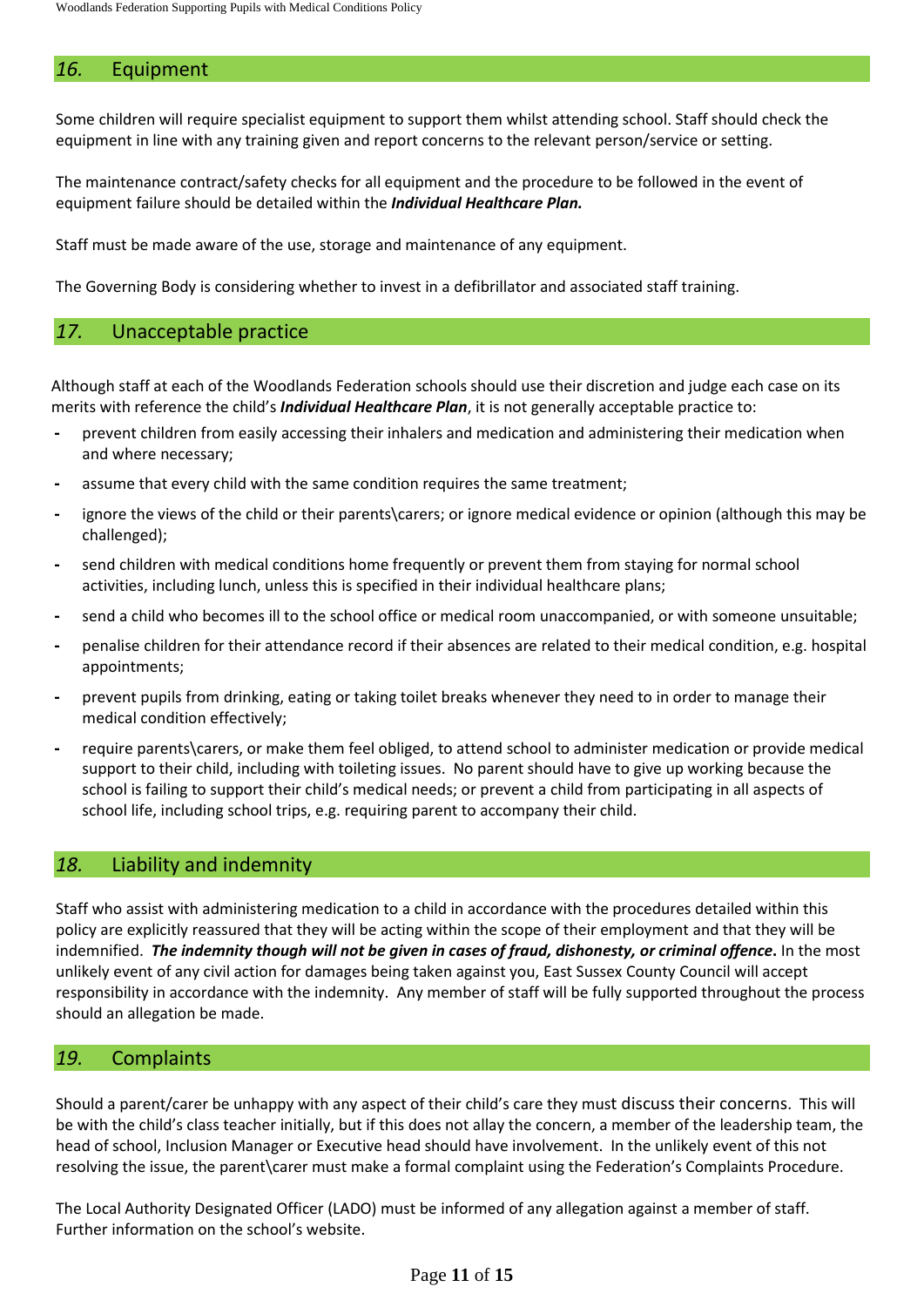## *16.* Equipment

Some children will require specialist equipment to support them whilst attending school. Staff should check the equipment in line with any training given and report concerns to the relevant person/service or setting.

The maintenance contract/safety checks for all equipment and the procedure to be followed in the event of equipment failure should be detailed within the ***Individual Healthcare Plan.***

Staff must be made aware of the use, storage and maintenance of any equipment.

The Governing Body is considering whether to invest in a defibrillator and associated staff training.

## *17.* Unacceptable practice

Although staff at each of the Woodlands Federation schools should use their discretion and judge each case on its merits with reference the child's ***Individual Healthcare Plan***, it is not generally acceptable practice to:

- prevent children from easily accessing their inhalers and medication and administering their medication when and where necessary;
- assume that every child with the same condition requires the same treatment;
- ignore the views of the child or their parents\carers; or ignore medical evidence or opinion (although this may be challenged);
- send children with medical conditions home frequently or prevent them from staying for normal school activities, including lunch, unless this is specified in their individual healthcare plans;
- send a child who becomes ill to the school office or medical room unaccompanied, or with someone unsuitable;
- penalise children for their attendance record if their absences are related to their medical condition, e.g. hospital appointments;
- prevent pupils from drinking, eating or taking toilet breaks whenever they need to in order to manage their medical condition effectively;
- require parents\carers, or make them feel obliged, to attend school to administer medication or provide medical support to their child, including with toileting issues. No parent should have to give up working because the school is failing to support their child's medical needs; or prevent a child from participating in all aspects of school life, including school trips, e.g. requiring parent to accompany their child.

## *18.* Liability and indemnity

Staff who assist with administering medication to a child in accordance with the procedures detailed within this policy are explicitly reassured that they will be acting within the scope of their employment and that they will be indemnified. ***The indemnity though will not be given in cases of fraud, dishonesty, or criminal offence*.** In the most unlikely event of any civil action for damages being taken against you, East Sussex County Council will accept responsibility in accordance with the indemnity. Any member of staff will be fully supported throughout the process should an allegation be made.

## *19.* Complaints

Should a parent/carer be unhappy with any aspect of their child's care they must discuss their concerns. This will be with the child's class teacher initially, but if this does not allay the concern, a member of the leadership team, the head of school, Inclusion Manager or Executive head should have involvement. In the unlikely event of this not resolving the issue, the parent\carer must make a formal complaint using the Federation's Complaints Procedure.

The Local Authority Designated Officer (LADO) must be informed of any allegation against a member of staff. Further information on the school's website.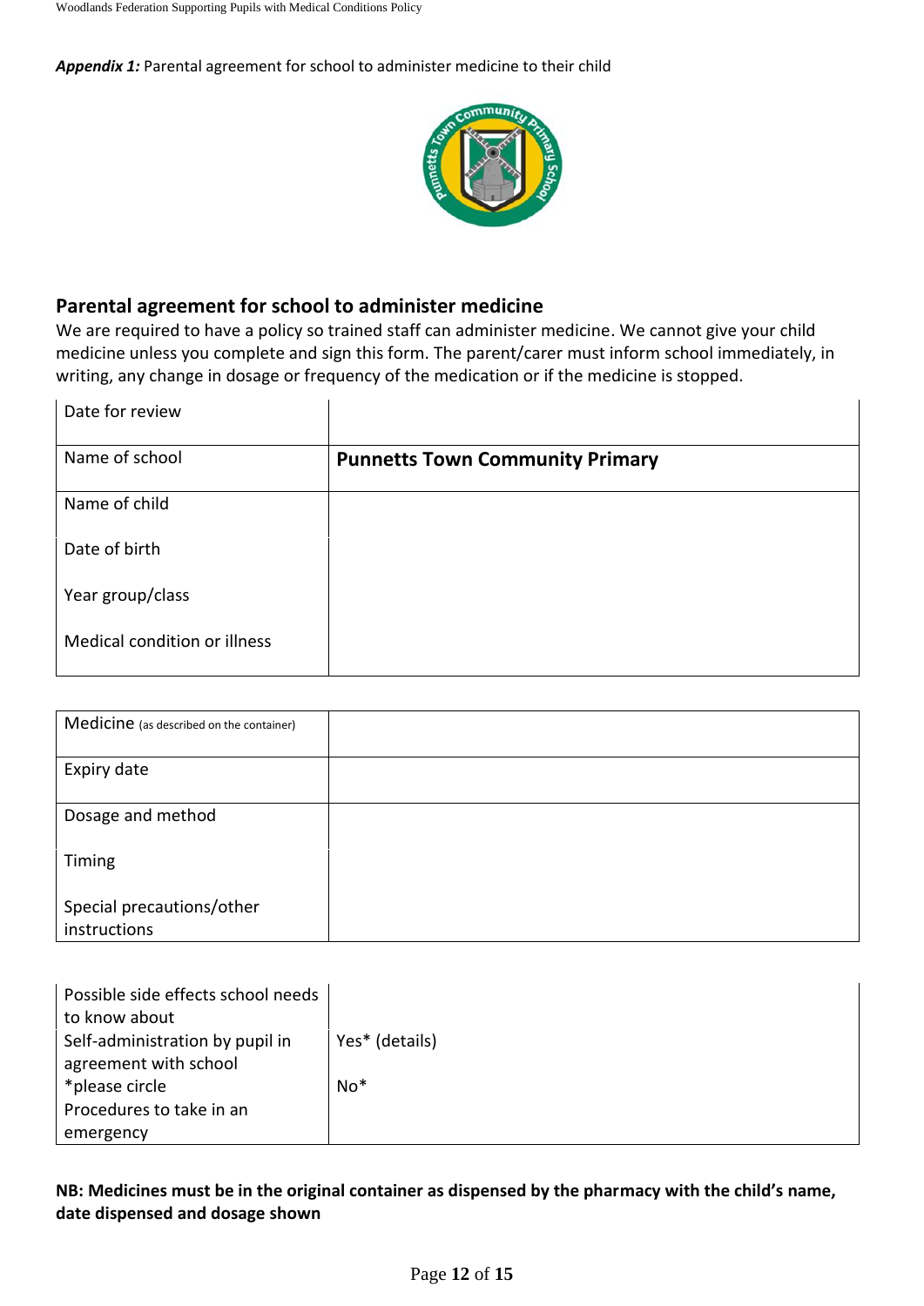***Appendix 1:*** Parental agreement for school to administer medicine to their child

## Parental agreement for school to administer medicine

We are required to have a policy so trained staff can administer medicine. We cannot give your child medicine unless you complete and sign this form. The parent/carer must inform school immediately, in writing, any change in dosage or frequency of the medication or if the medicine is stopped.

| | |
|---|---|
| Date for review | |
| Name of school | **Punnetts Town Community Primary** |
| Name of child | |
| Date of birth | |
| Year group/class | |
| Medical condition or illness | |

| | |
|---|---|
| Medicine (as described on the container) | |
| Expiry date | |
| Dosage and method | |
| Timing | |
| Special precautions/other instructions | |

| | |
|---|---|
| Possible side effects school needs to know about | |
| Self-administration by pupil in agreement with school *please circle | Yes* (details)<br>No* |
| Procedures to take in an emergency | |

**NB: Medicines must be in the original container as dispensed by the pharmacy with the child's name, date dispensed and dosage shown**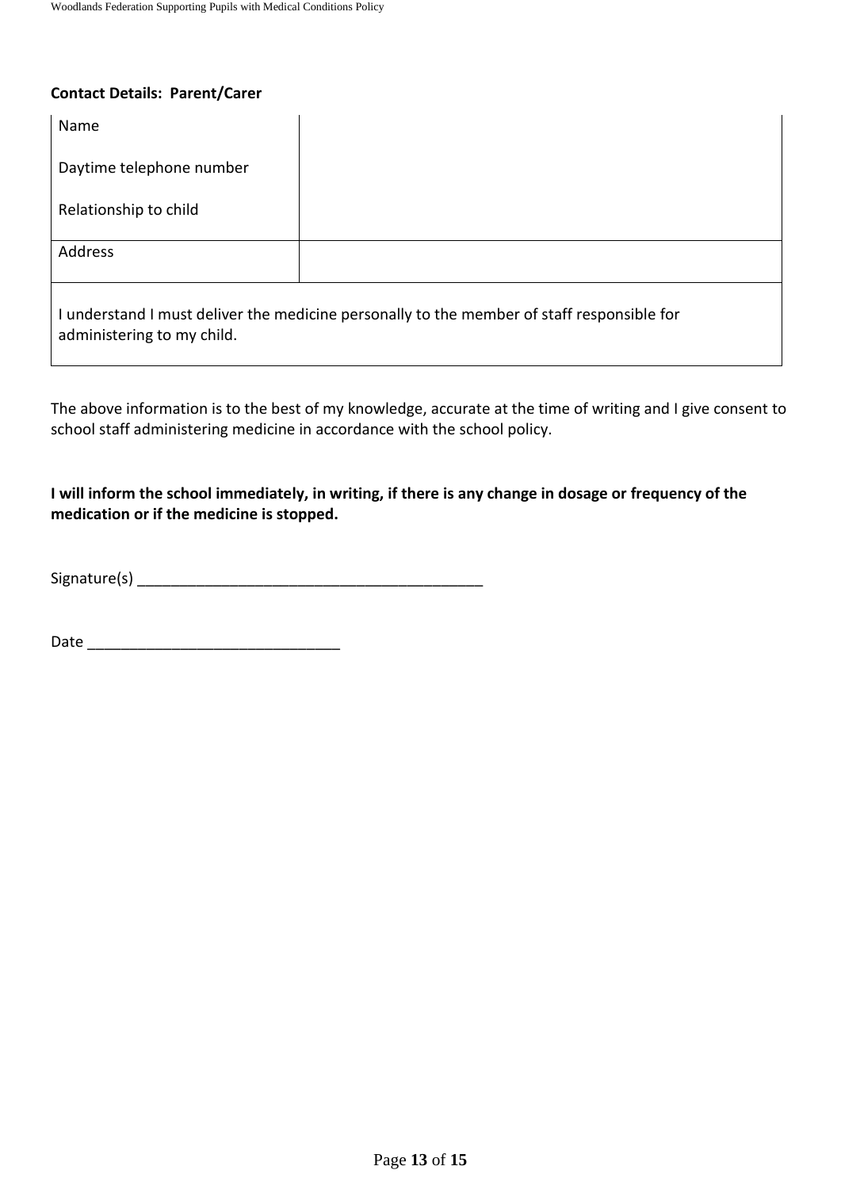**Contact Details: Parent/Carer**

| | |
|---|---|
| Name<br><br>Daytime telephone number<br><br>Relationship to child | |
| Address | |
| I understand I must deliver the medicine personally to the member of staff responsible for administering to my child. | |

The above information is to the best of my knowledge, accurate at the time of writing and I give consent to school staff administering medicine in accordance with the school policy.

**I will inform the school immediately, in writing, if there is any change in dosage or frequency of the medication or if the medicine is stopped.**

Signature(s) ________________________________________

Date ____________________________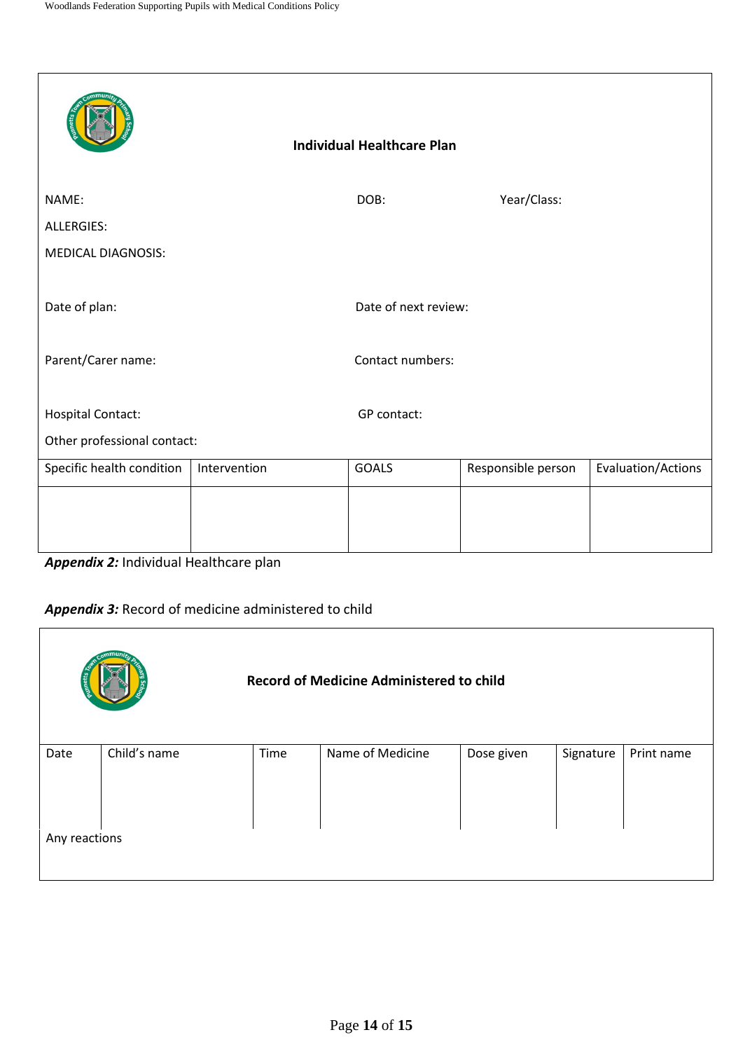**Individual Healthcare Plan**

NAME: DOB: Year/Class:

ALLERGIES:

MEDICAL DIAGNOSIS:

Date of plan: Date of next review:

Parent/Carer name: Contact numbers:

Hospital Contact: GP contact:

Other professional contact:

| Specific health condition | Intervention | GOALS | Responsible person | Evaluation/Actions |
|---|---|---|---|---|
| | | | | |

***Appendix 2:*** Individual Healthcare plan

***Appendix 3:*** Record of medicine administered to child

**Record of Medicine Administered to child**

| Date | Child's name | Time | Name of Medicine | Dose given | Signature | Print name |
|---|---|---|---|---|---|---|
| | | | | | | |
| Any reactions | | | | | | |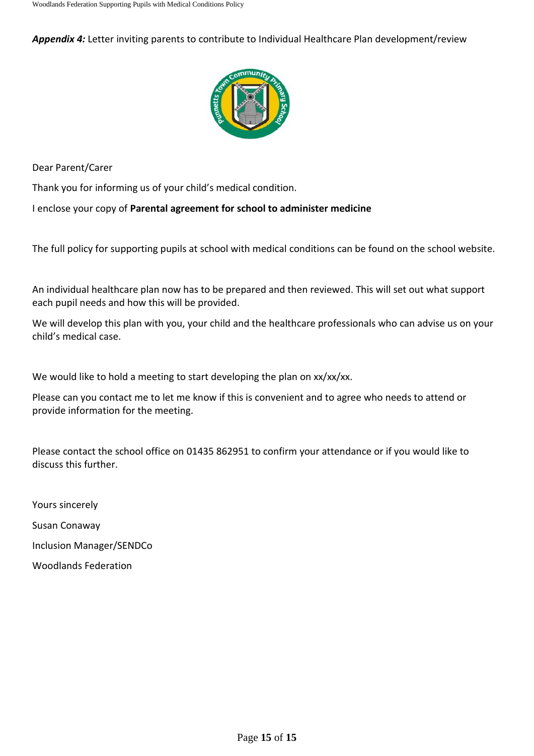***Appendix 4:*** Letter inviting parents to contribute to Individual Healthcare Plan development/review

Dear Parent/Carer

Thank you for informing us of your child's medical condition.

I enclose your copy of **Parental agreement for school to administer medicine**

The full policy for supporting pupils at school with medical conditions can be found on the school website.

An individual healthcare plan now has to be prepared and then reviewed. This will set out what support each pupil needs and how this will be provided.

We will develop this plan with you, your child and the healthcare professionals who can advise us on your child's medical case.

We would like to hold a meeting to start developing the plan on xx/xx/xx.

Please can you contact me to let me know if this is convenient and to agree who needs to attend or provide information for the meeting.

Please contact the school office on 01435 862951 to confirm your attendance or if you would like to discuss this further.

Yours sincerely

Susan Conaway

Inclusion Manager/SENDCo

Woodlands Federation